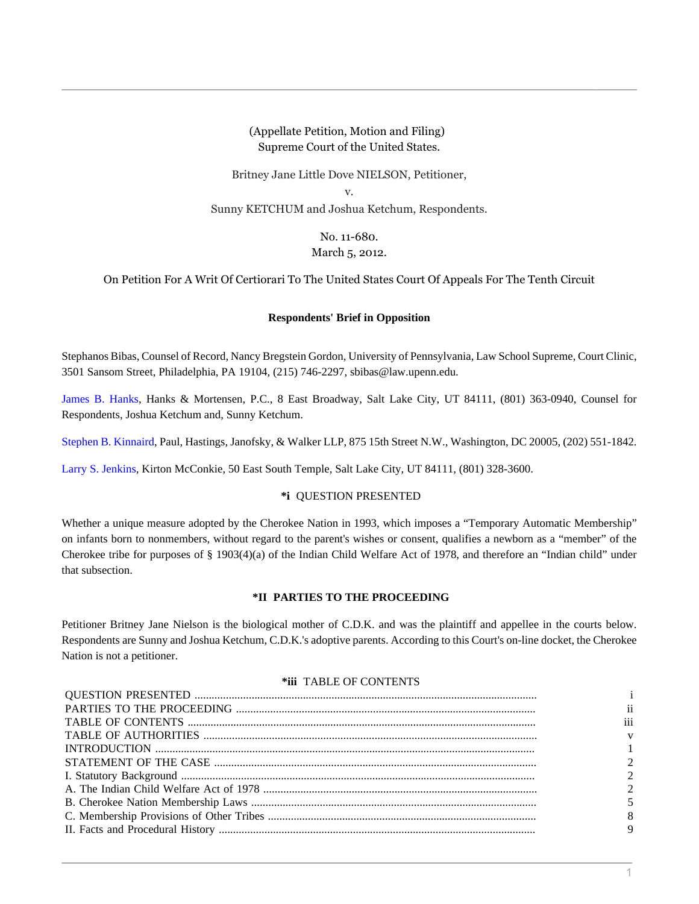(Appellate Petition, Motion and Filing)
Supreme Court of the United States.

Britney Jane Little Dove NIELSON, Petitioner,

v.

Sunny KETCHUM and Joshua Ketchum, Respondents.

No. 11-680.
March 5, 2012.

On Petition For A Writ Of Certiorari To The United States Court Of Appeals For The Tenth Circuit

**Respondents' Brief in Opposition**

Stephanos Bibas, Counsel of Record, Nancy Bregstein Gordon, University of Pennsylvania, Law School Supreme, Court Clinic, 3501 Sansom Street, Philadelphia, PA 19104, (215) 746-2297, sbibas@law.upenn.edu.

James B. Hanks, Hanks & Mortensen, P.C., 8 East Broadway, Salt Lake City, UT 84111, (801) 363-0940, Counsel for Respondents, Joshua Ketchum and, Sunny Ketchum.

Stephen B. Kinnaird, Paul, Hastings, Janofsky, & Walker LLP, 875 15th Street N.W., Washington, DC 20005, (202) 551-1842.

Larry S. Jenkins, Kirton McConkie, 50 East South Temple, Salt Lake City, UT 84111, (801) 328-3600.

**\*i** QUESTION PRESENTED

Whether a unique measure adopted by the Cherokee Nation in 1993, which imposes a "Temporary Automatic Membership" on infants born to nonmembers, without regard to the parent's wishes or consent, qualifies a newborn as a "member" of the Cherokee tribe for purposes of § 1903(4)(a) of the Indian Child Welfare Act of 1978, and therefore an "Indian child" under that subsection.

**\*II PARTIES TO THE PROCEEDING**

Petitioner Britney Jane Nielson is the biological mother of C.D.K. and was the plaintiff and appellee in the courts below. Respondents are Sunny and Joshua Ketchum, C.D.K.'s adoptive parents. According to this Court's on-line docket, the Cherokee Nation is not a petitioner.

**\*iii** TABLE OF CONTENTS

| | |
|---|---|
| QUESTION PRESENTED | i |
| PARTIES TO THE PROCEEDING | ii |
| TABLE OF CONTENTS | iii |
| TABLE OF AUTHORITIES | v |
| INTRODUCTION | 1 |
| STATEMENT OF THE CASE | 2 |
| I. Statutory Background | 2 |
| A. The Indian Child Welfare Act of 1978 | 2 |
| B. Cherokee Nation Membership Laws | 5 |
| C. Membership Provisions of Other Tribes | 8 |
| II. Facts and Procedural History | 9 |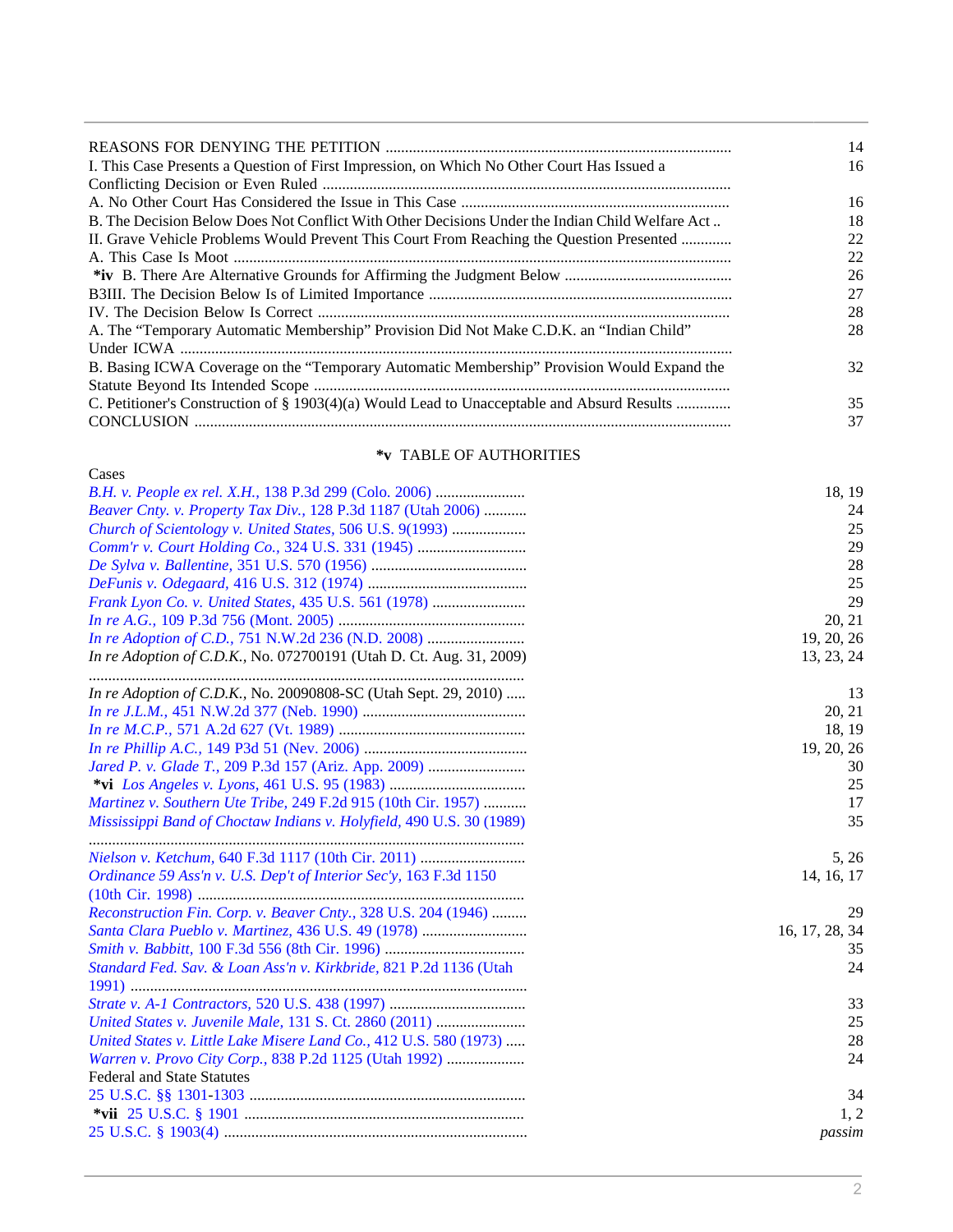| | |
|---|---|
| REASONS FOR DENYING THE PETITION | 14 |
| I. This Case Presents a Question of First Impression, on Which No Other Court Has Issued a Conflicting Decision or Even Ruled | 16 |
| A. No Other Court Has Considered the Issue in This Case | 16 |
| B. The Decision Below Does Not Conflict With Other Decisions Under the Indian Child Welfare Act | 18 |
| II. Grave Vehicle Problems Would Prevent This Court From Reaching the Question Presented | 22 |
| A. This Case Is Moot | 22 |
| **\*iv** B. There Are Alternative Grounds for Affirming the Judgment Below | 26 |
| B3III. The Decision Below Is of Limited Importance | 27 |
| IV. The Decision Below Is Correct | 28 |
| A. The "Temporary Automatic Membership" Provision Did Not Make C.D.K. an "Indian Child" Under ICWA | 28 |
| B. Basing ICWA Coverage on the "Temporary Automatic Membership" Provision Would Expand the Statute Beyond Its Intended Scope | 32 |
| C. Petitioner's Construction of § 1903(4)(a) Would Lead to Unacceptable and Absurd Results | 35 |
| CONCLUSION | 37 |

## *v TABLE OF AUTHORITIES

Cases

| | |
|---|---|
| *B.H. v. People ex rel. X.H.,* 138 P.3d 299 (Colo. 2006) | 18, 19 |
| *Beaver Cnty. v. Property Tax Div.,* 128 P.3d 1187 (Utah 2006) | 24 |
| *Church of Scientology v. United States,* 506 U.S. 9(1993) | 25 |
| *Comm'r v. Court Holding Co.,* 324 U.S. 331 (1945) | 29 |
| *De Sylva v. Ballentine,* 351 U.S. 570 (1956) | 28 |
| *DeFunis v. Odegaard,* 416 U.S. 312 (1974) | 25 |
| *Frank Lyon Co. v. United States,* 435 U.S. 561 (1978) | 29 |
| *In re A.G.,* 109 P.3d 756 (Mont. 2005) | 20, 21 |
| *In re Adoption of C.D.,* 751 N.W.2d 236 (N.D. 2008) | 19, 20, 26 |
| *In re Adoption of C.D.K.,* No. 072700191 (Utah D. Ct. Aug. 31, 2009) | 13, 23, 24 |
| *In re Adoption of C.D.K.,* No. 20090808-SC (Utah Sept. 29, 2010) | 13 |
| *In re J.L.M.,* 451 N.W.2d 377 (Neb. 1990) | 20, 21 |
| *In re M.C.P.,* 571 A.2d 627 (Vt. 1989) | 18, 19 |
| *In re Phillip A.C.,* 149 P3d 51 (Nev. 2006) | 19, 20, 26 |
| *Jared P. v. Glade T.,* 209 P.3d 157 (Ariz. App. 2009) | 30 |
| **\*vi** *Los Angeles v. Lyons,* 461 U.S. 95 (1983) | 25 |
| *Martinez v. Southern Ute Tribe,* 249 F.2d 915 (10th Cir. 1957) | 17 |
| *Mississippi Band of Choctaw Indians v. Holyfield,* 490 U.S. 30 (1989) | 35 |
| *Nielson v. Ketchum,* 640 F.3d 1117 (10th Cir. 2011) | 5, 26 |
| *Ordinance 59 Ass'n v. U.S. Dep't of Interior Sec'y,* 163 F.3d 1150 (10th Cir. 1998) | 14, 16, 17 |
| *Reconstruction Fin. Corp. v. Beaver Cnty.,* 328 U.S. 204 (1946) | 29 |
| *Santa Clara Pueblo v. Martinez,* 436 U.S. 49 (1978) | 16, 17, 28, 34 |
| *Smith v. Babbitt,* 100 F.3d 556 (8th Cir. 1996) | 35 |
| *Standard Fed. Sav. & Loan Ass'n v. Kirkbride,* 821 P.2d 1136 (Utah 1991) | 24 |
| *Strate v. A-1 Contractors,* 520 U.S. 438 (1997) | 33 |
| *United States v. Juvenile Male,* 131 S. Ct. 2860 (2011) | 25 |
| *United States v. Little Lake Misere Land Co.,* 412 U.S. 580 (1973) | 28 |
| *Warren v. Provo City Corp.,* 838 P.2d 1125 (Utah 1992) | 24 |

Federal and State Statutes

| | |
|---|---|
| 25 U.S.C. §§ 1301-1303 | 34 |
| **\*vii** 25 U.S.C. § 1901 | 1, 2 |
| 25 U.S.C. § 1903(4) | *passim* |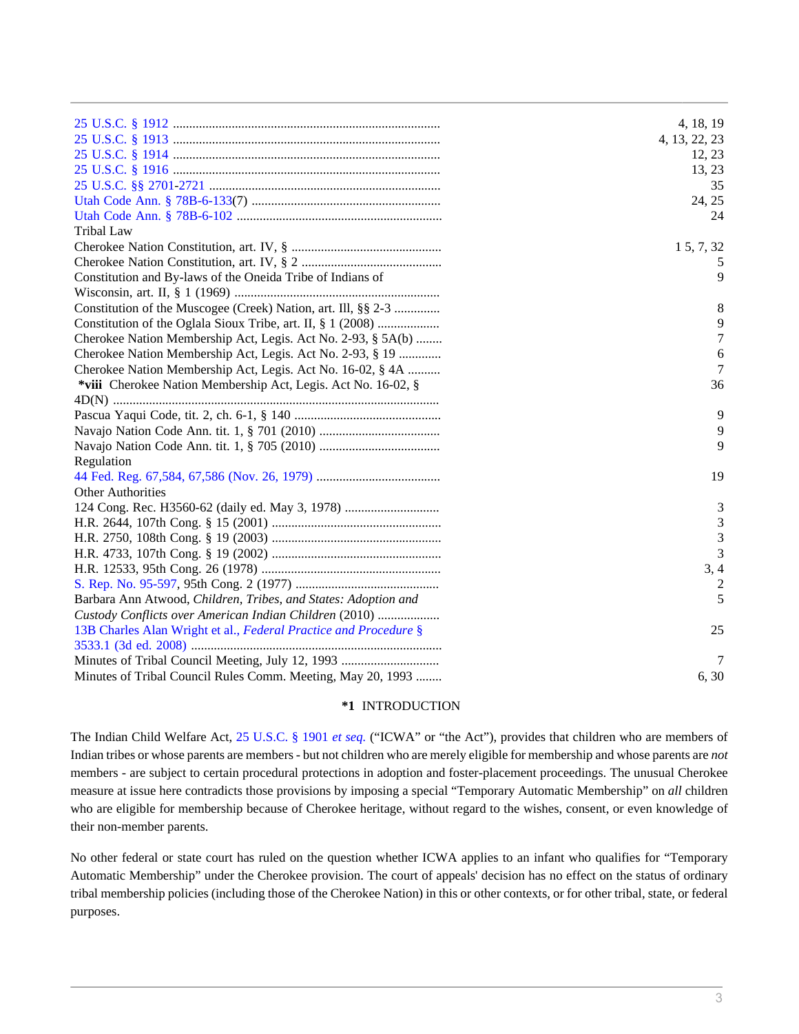| | |
|---|---|
| 25 U.S.C. § 1912 | 4, 18, 19 |
| 25 U.S.C. § 1913 | 4, 13, 22, 23 |
| 25 U.S.C. § 1914 | 12, 23 |
| 25 U.S.C. § 1916 | 13, 23 |
| 25 U.S.C. §§ 2701-2721 | 35 |
| Utah Code Ann. § 78B-6-133(7) | 24, 25 |
| Utah Code Ann. § 78B-6-102 | 24 |
| Tribal Law | |
| Cherokee Nation Constitution, art. IV, § | 1 5, 7, 32 |
| Cherokee Nation Constitution, art. IV, § 2 | 5 |
| Constitution and By-laws of the Oneida Tribe of Indians of Wisconsin, art. II, § 1 (1969) | 9 |
| Constitution of the Muscogee (Creek) Nation, art. Ill, §§ 2-3 | 8 |
| Constitution of the Oglala Sioux Tribe, art. II, § 1 (2008) | 9 |
| Cherokee Nation Membership Act, Legis. Act No. 2-93, § 5A(b) | 7 |
| Cherokee Nation Membership Act, Legis. Act No. 2-93, § 19 | 6 |
| Cherokee Nation Membership Act, Legis. Act No. 16-02, § 4A | 7 |
| **\*viii** Cherokee Nation Membership Act, Legis. Act No. 16-02, § 4D(N) | 36 |
| Pascua Yaqui Code, tit. 2, ch. 6-1, § 140 | 9 |
| Navajo Nation Code Ann. tit. 1, § 701 (2010) | 9 |
| Navajo Nation Code Ann. tit. 1, § 705 (2010) | 9 |
| Regulation | |
| 44 Fed. Reg. 67,584, 67,586 (Nov. 26, 1979) | 19 |
| Other Authorities | |
| 124 Cong. Rec. H3560-62 (daily ed. May 3, 1978) | 3 |
| H.R. 2644, 107th Cong. § 15 (2001) | 3 |
| H.R. 2750, 108th Cong. § 19 (2003) | 3 |
| H.R. 4733, 107th Cong. § 19 (2002) | 3 |
| H.R. 12533, 95th Cong. 26 (1978) | 3, 4 |
| S. Rep. No. 95-597, 95th Cong. 2 (1977) | 2 |
| Barbara Ann Atwood, *Children, Tribes, and States: Adoption and Custody Conflicts over American Indian Children* (2010) | 5 |
| 13B Charles Alan Wright et al., *Federal Practice and Procedure* § 3533.1 (3d ed. 2008) | 25 |
| Minutes of Tribal Council Meeting, July 12, 1993 | 7 |
| Minutes of Tribal Council Rules Comm. Meeting, May 20, 1993 | 6, 30 |

## **\*1** INTRODUCTION

The Indian Child Welfare Act, 25 U.S.C. § 1901 *et seq.* ("ICWA" or "the Act"), provides that children who are members of Indian tribes or whose parents are members - but not children who are merely eligible for membership and whose parents are *not* members - are subject to certain procedural protections in adoption and foster-placement proceedings. The unusual Cherokee measure at issue here contradicts those provisions by imposing a special "Temporary Automatic Membership" on *all* children who are eligible for membership because of Cherokee heritage, without regard to the wishes, consent, or even knowledge of their non-member parents.

No other federal or state court has ruled on the question whether ICWA applies to an infant who qualifies for "Temporary Automatic Membership" under the Cherokee provision. The court of appeals' decision has no effect on the status of ordinary tribal membership policies (including those of the Cherokee Nation) in this or other contexts, or for other tribal, state, or federal purposes.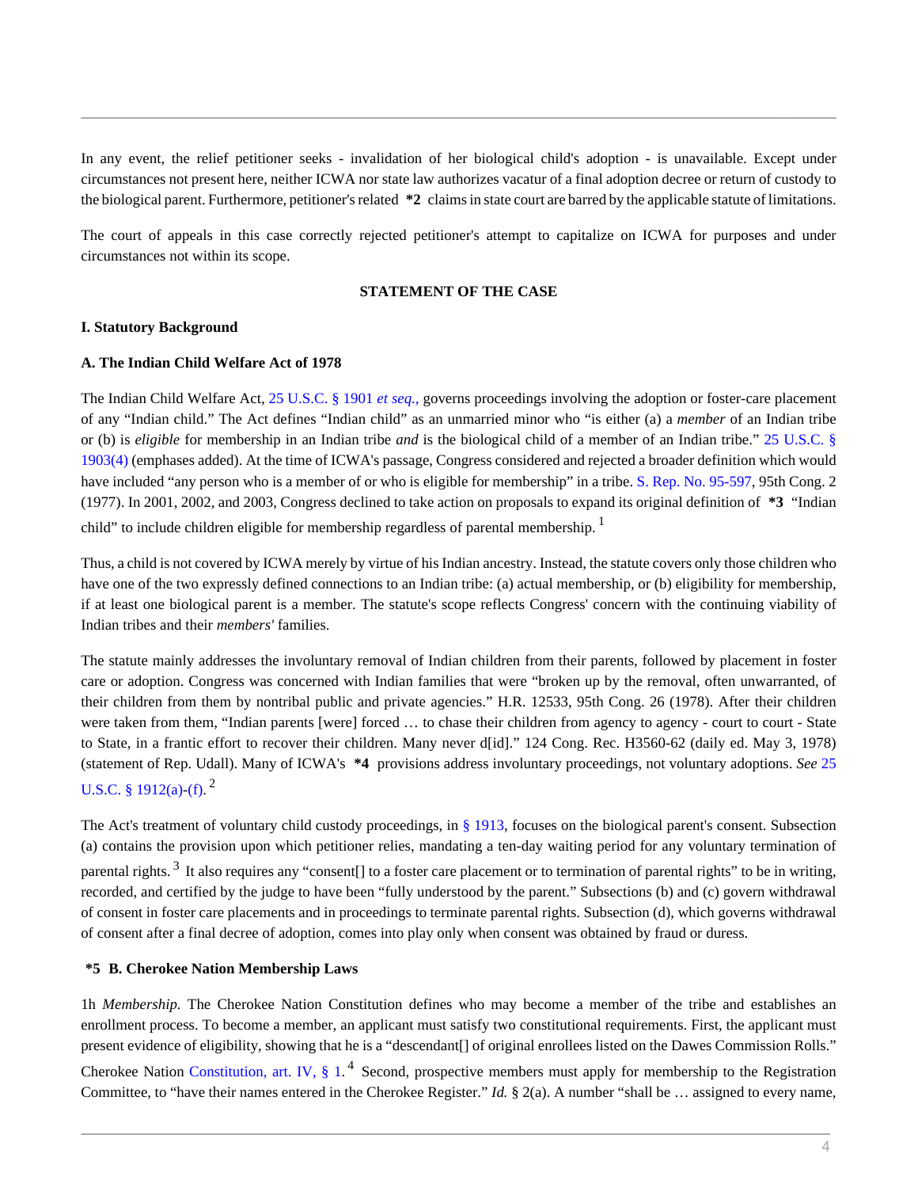In any event, the relief petitioner seeks - invalidation of her biological child's adoption - is unavailable. Except under circumstances not present here, neither ICWA nor state law authorizes vacatur of a final adoption decree or return of custody to the biological parent. Furthermore, petitioner's related **\*2** claims in state court are barred by the applicable statute of limitations.

The court of appeals in this case correctly rejected petitioner's attempt to capitalize on ICWA for purposes and under circumstances not within its scope.

## STATEMENT OF THE CASE

### I. Statutory Background

#### A. The Indian Child Welfare Act of 1978

The Indian Child Welfare Act, 25 U.S.C. § 1901 *et seq.,* governs proceedings involving the adoption or foster-care placement of any "Indian child." The Act defines "Indian child" as an unmarried minor who "is either (a) a *member* of an Indian tribe or (b) is *eligible* for membership in an Indian tribe *and* is the biological child of a member of an Indian tribe." 25 U.S.C. § 1903(4) (emphases added). At the time of ICWA's passage, Congress considered and rejected a broader definition which would have included "any person who is a member of or who is eligible for membership" in a tribe. S. Rep. No. 95-597, 95th Cong. 2 (1977). In 2001, 2002, and 2003, Congress declined to take action on proposals to expand its original definition of **\*3** "Indian child" to include children eligible for membership regardless of parental membership. [1]

Thus, a child is not covered by ICWA merely by virtue of his Indian ancestry. Instead, the statute covers only those children who have one of the two expressly defined connections to an Indian tribe: (a) actual membership, or (b) eligibility for membership, if at least one biological parent is a member. The statute's scope reflects Congress' concern with the continuing viability of Indian tribes and their *members'* families.

The statute mainly addresses the involuntary removal of Indian children from their parents, followed by placement in foster care or adoption. Congress was concerned with Indian families that were "broken up by the removal, often unwarranted, of their children from them by nontribal public and private agencies." H.R. 12533, 95th Cong. 26 (1978). After their children were taken from them, "Indian parents [were] forced … to chase their children from agency to agency - court to court - State to State, in a frantic effort to recover their children. Many never d[id]." 124 Cong. Rec. H3560-62 (daily ed. May 3, 1978) (statement of Rep. Udall). Many of ICWA's **\*4** provisions address involuntary proceedings, not voluntary adoptions. *See* 25 U.S.C. § 1912(a)-(f). [2]

The Act's treatment of voluntary child custody proceedings, in § 1913, focuses on the biological parent's consent. Subsection (a) contains the provision upon which petitioner relies, mandating a ten-day waiting period for any voluntary termination of parental rights. [3] It also requires any "consent[] to a foster care placement or to termination of parental rights" to be in writing, recorded, and certified by the judge to have been "fully understood by the parent." Subsections (b) and (c) govern withdrawal of consent in foster care placements and in proceedings to terminate parental rights. Subsection (d), which governs withdrawal of consent after a final decree of adoption, comes into play only when consent was obtained by fraud or duress.

#### **\*5** B. Cherokee Nation Membership Laws

1h *Membership.* The Cherokee Nation Constitution defines who may become a member of the tribe and establishes an enrollment process. To become a member, an applicant must satisfy two constitutional requirements. First, the applicant must present evidence of eligibility, showing that he is a "descendant[] of original enrollees listed on the Dawes Commission Rolls." Cherokee Nation Constitution, art. IV, § 1. [4] Second, prospective members must apply for membership to the Registration Committee, to "have their names entered in the Cherokee Register." *Id.* § 2(a). A number "shall be … assigned to every name,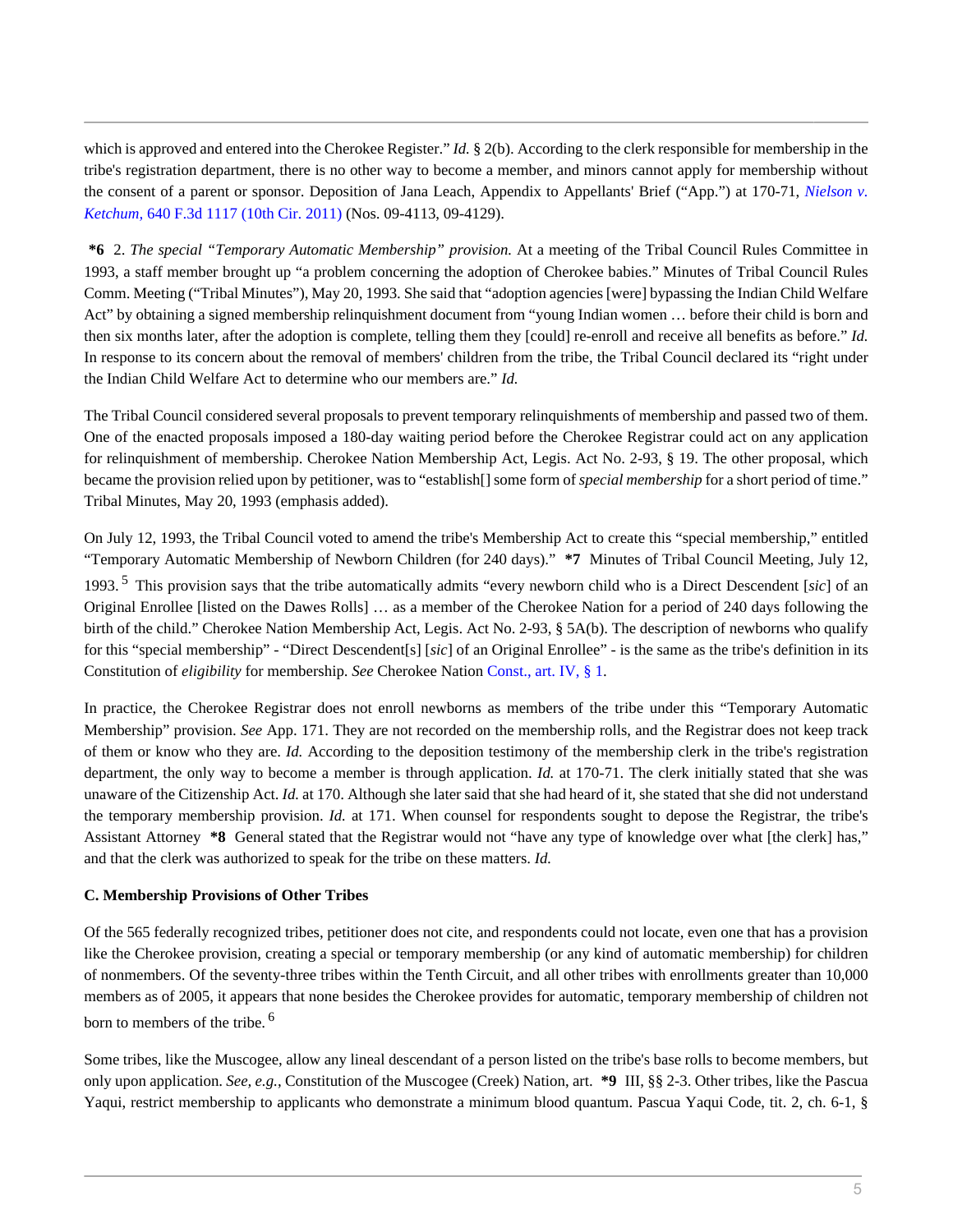which is approved and entered into the Cherokee Register." *Id.* § 2(b). According to the clerk responsible for membership in the tribe's registration department, there is no other way to become a member, and minors cannot apply for membership without the consent of a parent or sponsor. Deposition of Jana Leach, Appendix to Appellants' Brief ("App.") at 170-71, *Nielson v. Ketchum,* 640 F.3d 1117 (10th Cir. 2011) (Nos. 09-4113, 09-4129).

**\*6** 2. *The special "Temporary Automatic Membership" provision.* At a meeting of the Tribal Council Rules Committee in 1993, a staff member brought up "a problem concerning the adoption of Cherokee babies." Minutes of Tribal Council Rules Comm. Meeting ("Tribal Minutes"), May 20, 1993. She said that "adoption agencies [were] bypassing the Indian Child Welfare Act" by obtaining a signed membership relinquishment document from "young Indian women … before their child is born and then six months later, after the adoption is complete, telling them they [could] re-enroll and receive all benefits as before." *Id.* In response to its concern about the removal of members' children from the tribe, the Tribal Council declared its "right under the Indian Child Welfare Act to determine who our members are." *Id.*

The Tribal Council considered several proposals to prevent temporary relinquishments of membership and passed two of them. One of the enacted proposals imposed a 180-day waiting period before the Cherokee Registrar could act on any application for relinquishment of membership. Cherokee Nation Membership Act, Legis. Act No. 2-93, § 19. The other proposal, which became the provision relied upon by petitioner, was to "establish[] some form of *special membership* for a short period of time." Tribal Minutes, May 20, 1993 (emphasis added).

On July 12, 1993, the Tribal Council voted to amend the tribe's Membership Act to create this "special membership," entitled "Temporary Automatic Membership of Newborn Children (for 240 days)." **\*7** Minutes of Tribal Council Meeting, July 12, 1993.[5] This provision says that the tribe automatically admits "every newborn child who is a Direct Descendent [*sic*] of an Original Enrollee [listed on the Dawes Rolls] … as a member of the Cherokee Nation for a period of 240 days following the birth of the child." Cherokee Nation Membership Act, Legis. Act No. 2-93, § 5A(b). The description of newborns who qualify for this "special membership" - "Direct Descendent[s] [*sic*] of an Original Enrollee" - is the same as the tribe's definition in its Constitution of *eligibility* for membership. *See* Cherokee Nation Const., art. IV, § 1.

In practice, the Cherokee Registrar does not enroll newborns as members of the tribe under this "Temporary Automatic Membership" provision. *See* App. 171. They are not recorded on the membership rolls, and the Registrar does not keep track of them or know who they are. *Id.* According to the deposition testimony of the membership clerk in the tribe's registration department, the only way to become a member is through application. *Id.* at 170-71. The clerk initially stated that she was unaware of the Citizenship Act. *Id.* at 170. Although she later said that she had heard of it, she stated that she did not understand the temporary membership provision. *Id.* at 171. When counsel for respondents sought to depose the Registrar, the tribe's Assistant Attorney **\*8** General stated that the Registrar would not "have any type of knowledge over what [the clerk] has," and that the clerk was authorized to speak for the tribe on these matters. *Id.*

### C. Membership Provisions of Other Tribes

Of the 565 federally recognized tribes, petitioner does not cite, and respondents could not locate, even one that has a provision like the Cherokee provision, creating a special or temporary membership (or any kind of automatic membership) for children of nonmembers. Of the seventy-three tribes within the Tenth Circuit, and all other tribes with enrollments greater than 10,000 members as of 2005, it appears that none besides the Cherokee provides for automatic, temporary membership of children not born to members of the tribe.[6]

Some tribes, like the Muscogee, allow any lineal descendant of a person listed on the tribe's base rolls to become members, but only upon application. *See, e.g.*, Constitution of the Muscogee (Creek) Nation, art. **\*9** III, §§ 2-3. Other tribes, like the Pascua Yaqui, restrict membership to applicants who demonstrate a minimum blood quantum. Pascua Yaqui Code, tit. 2, ch. 6-1, §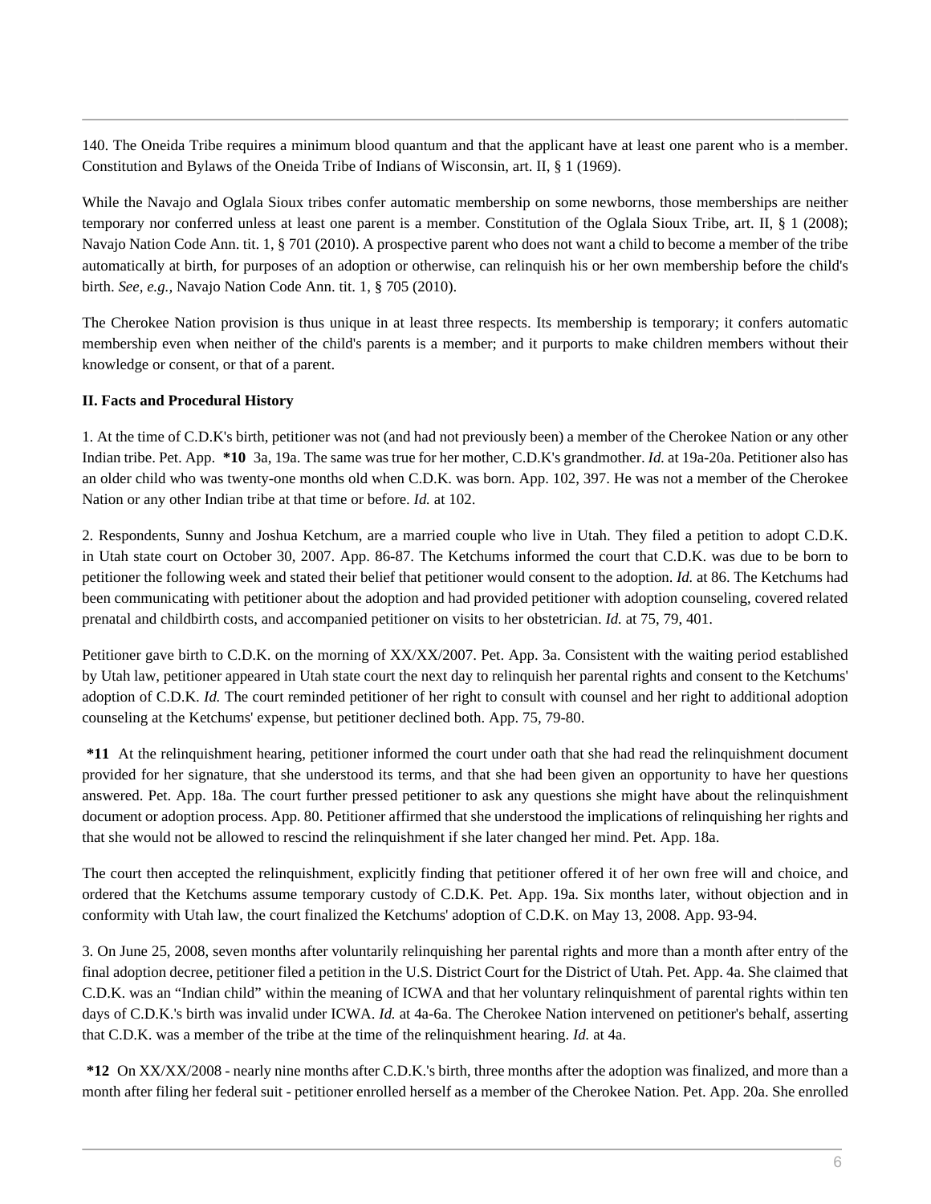140. The Oneida Tribe requires a minimum blood quantum and that the applicant have at least one parent who is a member. Constitution and Bylaws of the Oneida Tribe of Indians of Wisconsin, art. II, § 1 (1969).

While the Navajo and Oglala Sioux tribes confer automatic membership on some newborns, those memberships are neither temporary nor conferred unless at least one parent is a member. Constitution of the Oglala Sioux Tribe, art. II, § 1 (2008); Navajo Nation Code Ann. tit. 1, § 701 (2010). A prospective parent who does not want a child to become a member of the tribe automatically at birth, for purposes of an adoption or otherwise, can relinquish his or her own membership before the child's birth. *See, e.g.,* Navajo Nation Code Ann. tit. 1, § 705 (2010).

The Cherokee Nation provision is thus unique in at least three respects. Its membership is temporary; it confers automatic membership even when neither of the child's parents is a member; and it purports to make children members without their knowledge or consent, or that of a parent.

**II. Facts and Procedural History**

1. At the time of C.D.K's birth, petitioner was not (and had not previously been) a member of the Cherokee Nation or any other Indian tribe. Pet. App. **\*10** 3a, 19a. The same was true for her mother, C.D.K's grandmother. *Id.* at 19a-20a. Petitioner also has an older child who was twenty-one months old when C.D.K. was born. App. 102, 397. He was not a member of the Cherokee Nation or any other Indian tribe at that time or before. *Id.* at 102.

2. Respondents, Sunny and Joshua Ketchum, are a married couple who live in Utah. They filed a petition to adopt C.D.K. in Utah state court on October 30, 2007. App. 86-87. The Ketchums informed the court that C.D.K. was due to be born to petitioner the following week and stated their belief that petitioner would consent to the adoption. *Id.* at 86. The Ketchums had been communicating with petitioner about the adoption and had provided petitioner with adoption counseling, covered related prenatal and childbirth costs, and accompanied petitioner on visits to her obstetrician. *Id.* at 75, 79, 401.

Petitioner gave birth to C.D.K. on the morning of XX/XX/2007. Pet. App. 3a. Consistent with the waiting period established by Utah law, petitioner appeared in Utah state court the next day to relinquish her parental rights and consent to the Ketchums' adoption of C.D.K. *Id.* The court reminded petitioner of her right to consult with counsel and her right to additional adoption counseling at the Ketchums' expense, but petitioner declined both. App. 75, 79-80.

**\*11** At the relinquishment hearing, petitioner informed the court under oath that she had read the relinquishment document provided for her signature, that she understood its terms, and that she had been given an opportunity to have her questions answered. Pet. App. 18a. The court further pressed petitioner to ask any questions she might have about the relinquishment document or adoption process. App. 80. Petitioner affirmed that she understood the implications of relinquishing her rights and that she would not be allowed to rescind the relinquishment if she later changed her mind. Pet. App. 18a.

The court then accepted the relinquishment, explicitly finding that petitioner offered it of her own free will and choice, and ordered that the Ketchums assume temporary custody of C.D.K. Pet. App. 19a. Six months later, without objection and in conformity with Utah law, the court finalized the Ketchums' adoption of C.D.K. on May 13, 2008. App. 93-94.

3. On June 25, 2008, seven months after voluntarily relinquishing her parental rights and more than a month after entry of the final adoption decree, petitioner filed a petition in the U.S. District Court for the District of Utah. Pet. App. 4a. She claimed that C.D.K. was an "Indian child" within the meaning of ICWA and that her voluntary relinquishment of parental rights within ten days of C.D.K.'s birth was invalid under ICWA. *Id.* at 4a-6a. The Cherokee Nation intervened on petitioner's behalf, asserting that C.D.K. was a member of the tribe at the time of the relinquishment hearing. *Id.* at 4a.

**\*12** On XX/XX/2008 - nearly nine months after C.D.K.'s birth, three months after the adoption was finalized, and more than a month after filing her federal suit - petitioner enrolled herself as a member of the Cherokee Nation. Pet. App. 20a. She enrolled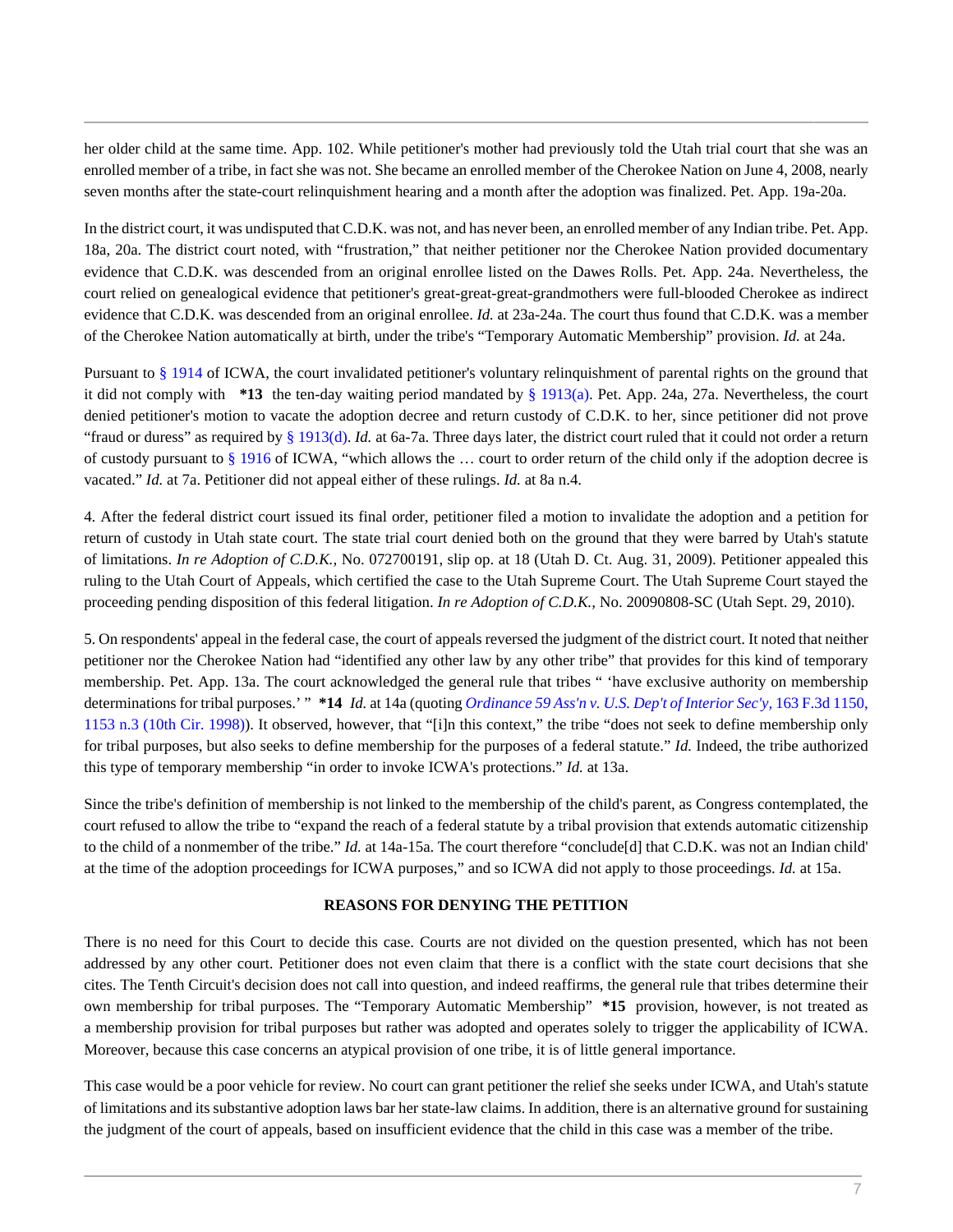her older child at the same time. App. 102. While petitioner's mother had previously told the Utah trial court that she was an enrolled member of a tribe, in fact she was not. She became an enrolled member of the Cherokee Nation on June 4, 2008, nearly seven months after the state-court relinquishment hearing and a month after the adoption was finalized. Pet. App. 19a-20a.

In the district court, it was undisputed that C.D.K. was not, and has never been, an enrolled member of any Indian tribe. Pet. App. 18a, 20a. The district court noted, with "frustration," that neither petitioner nor the Cherokee Nation provided documentary evidence that C.D.K. was descended from an original enrollee listed on the Dawes Rolls. Pet. App. 24a. Nevertheless, the court relied on genealogical evidence that petitioner's great-great-great-grandmothers were full-blooded Cherokee as indirect evidence that C.D.K. was descended from an original enrollee. *Id.* at 23a-24a. The court thus found that C.D.K. was a member of the Cherokee Nation automatically at birth, under the tribe's "Temporary Automatic Membership" provision. *Id.* at 24a.

Pursuant to § 1914 of ICWA, the court invalidated petitioner's voluntary relinquishment of parental rights on the ground that it did not comply with **\*13** the ten-day waiting period mandated by § 1913(a). Pet. App. 24a, 27a. Nevertheless, the court denied petitioner's motion to vacate the adoption decree and return custody of C.D.K. to her, since petitioner did not prove "fraud or duress" as required by § 1913(d). *Id.* at 6a-7a. Three days later, the district court ruled that it could not order a return of custody pursuant to § 1916 of ICWA, "which allows the … court to order return of the child only if the adoption decree is vacated." *Id.* at 7a. Petitioner did not appeal either of these rulings. *Id.* at 8a n.4.

4. After the federal district court issued its final order, petitioner filed a motion to invalidate the adoption and a petition for return of custody in Utah state court. The state trial court denied both on the ground that they were barred by Utah's statute of limitations. *In re Adoption of C.D.K.,* No. 072700191, slip op. at 18 (Utah D. Ct. Aug. 31, 2009). Petitioner appealed this ruling to the Utah Court of Appeals, which certified the case to the Utah Supreme Court. The Utah Supreme Court stayed the proceeding pending disposition of this federal litigation. *In re Adoption of C.D.K.,* No. 20090808-SC (Utah Sept. 29, 2010).

5. On respondents' appeal in the federal case, the court of appeals reversed the judgment of the district court. It noted that neither petitioner nor the Cherokee Nation had "identified any other law by any other tribe" that provides for this kind of temporary membership. Pet. App. 13a. The court acknowledged the general rule that tribes " 'have exclusive authority on membership determinations for tribal purposes.' " **\*14** *Id.* at 14a (quoting *Ordinance 59 Ass'n v. U.S. Dep't of Interior Sec'y,* 163 F.3d 1150, 1153 n.3 (10th Cir. 1998)). It observed, however, that "[i]n this context," the tribe "does not seek to define membership only for tribal purposes, but also seeks to define membership for the purposes of a federal statute." *Id.* Indeed, the tribe authorized this type of temporary membership "in order to invoke ICWA's protections." *Id.* at 13a.

Since the tribe's definition of membership is not linked to the membership of the child's parent, as Congress contemplated, the court refused to allow the tribe to "expand the reach of a federal statute by a tribal provision that extends automatic citizenship to the child of a nonmember of the tribe." *Id.* at 14a-15a. The court therefore "conclude[d] that C.D.K. was not an Indian child' at the time of the adoption proceedings for ICWA purposes," and so ICWA did not apply to those proceedings. *Id.* at 15a.

## REASONS FOR DENYING THE PETITION

There is no need for this Court to decide this case. Courts are not divided on the question presented, which has not been addressed by any other court. Petitioner does not even claim that there is a conflict with the state court decisions that she cites. The Tenth Circuit's decision does not call into question, and indeed reaffirms, the general rule that tribes determine their own membership for tribal purposes. The "Temporary Automatic Membership" **\*15** provision, however, is not treated as a membership provision for tribal purposes but rather was adopted and operates solely to trigger the applicability of ICWA. Moreover, because this case concerns an atypical provision of one tribe, it is of little general importance.

This case would be a poor vehicle for review. No court can grant petitioner the relief she seeks under ICWA, and Utah's statute of limitations and its substantive adoption laws bar her state-law claims. In addition, there is an alternative ground for sustaining the judgment of the court of appeals, based on insufficient evidence that the child in this case was a member of the tribe.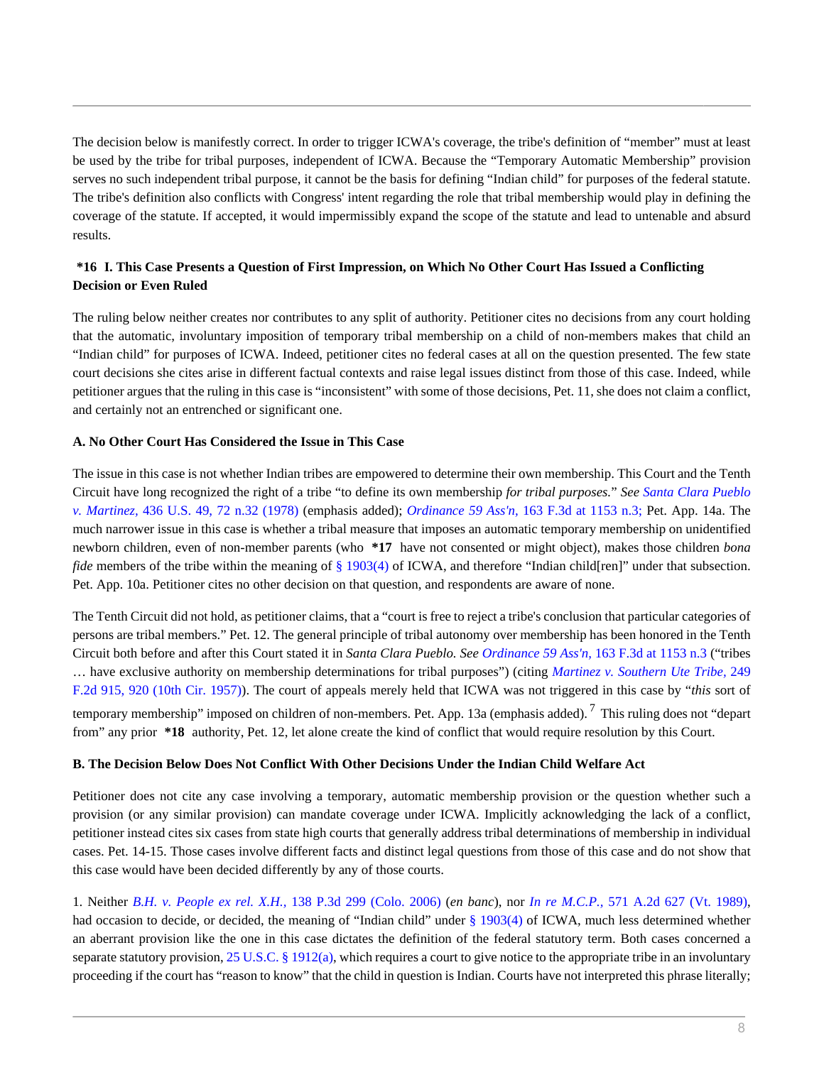The decision below is manifestly correct. In order to trigger ICWA's coverage, the tribe's definition of "member" must at least be used by the tribe for tribal purposes, independent of ICWA. Because the "Temporary Automatic Membership" provision serves no such independent tribal purpose, it cannot be the basis for defining "Indian child" for purposes of the federal statute. The tribe's definition also conflicts with Congress' intent regarding the role that tribal membership would play in defining the coverage of the statute. If accepted, it would impermissibly expand the scope of the statute and lead to untenable and absurd results.

**\*16 I. This Case Presents a Question of First Impression, on Which No Other Court Has Issued a Conflicting Decision or Even Ruled**

The ruling below neither creates nor contributes to any split of authority. Petitioner cites no decisions from any court holding that the automatic, involuntary imposition of temporary tribal membership on a child of non-members makes that child an "Indian child" for purposes of ICWA. Indeed, petitioner cites no federal cases at all on the question presented. The few state court decisions she cites arise in different factual contexts and raise legal issues distinct from those of this case. Indeed, while petitioner argues that the ruling in this case is "inconsistent" with some of those decisions, Pet. 11, she does not claim a conflict, and certainly not an entrenched or significant one.

**A. No Other Court Has Considered the Issue in This Case**

The issue in this case is not whether Indian tribes are empowered to determine their own membership. This Court and the Tenth Circuit have long recognized the right of a tribe "to define its own membership *for tribal purposes.*" *See Santa Clara Pueblo v. Martinez,* 436 U.S. 49, 72 n.32 (1978) (emphasis added); *Ordinance 59 Ass'n,* 163 F.3d at 1153 n.3; Pet. App. 14a. The much narrower issue in this case is whether a tribal measure that imposes an automatic temporary membership on unidentified newborn children, even of non-member parents (who **\*17** have not consented or might object), makes those children *bona fide* members of the tribe within the meaning of § 1903(4) of ICWA, and therefore "Indian child[ren]" under that subsection. Pet. App. 10a. Petitioner cites no other decision on that question, and respondents are aware of none.

The Tenth Circuit did not hold, as petitioner claims, that a "court is free to reject a tribe's conclusion that particular categories of persons are tribal members." Pet. 12. The general principle of tribal autonomy over membership has been honored in the Tenth Circuit both before and after this Court stated it in *Santa Clara Pueblo. See Ordinance 59 Ass'n,* 163 F.3d at 1153 n.3 ("tribes … have exclusive authority on membership determinations for tribal purposes") (citing *Martinez v. Southern Ute Tribe,* 249 F.2d 915, 920 (10th Cir. 1957)). The court of appeals merely held that ICWA was not triggered in this case by "*this* sort of temporary membership" imposed on children of non-members. Pet. App. 13a (emphasis added).[7] This ruling does not "depart from" any prior **\*18** authority, Pet. 12, let alone create the kind of conflict that would require resolution by this Court.

**B. The Decision Below Does Not Conflict With Other Decisions Under the Indian Child Welfare Act**

Petitioner does not cite any case involving a temporary, automatic membership provision or the question whether such a provision (or any similar provision) can mandate coverage under ICWA. Implicitly acknowledging the lack of a conflict, petitioner instead cites six cases from state high courts that generally address tribal determinations of membership in individual cases. Pet. 14-15. Those cases involve different facts and distinct legal questions from those of this case and do not show that this case would have been decided differently by any of those courts.

1. Neither *B.H. v. People ex rel. X.H.,* 138 P.3d 299 (Colo. 2006) (*en banc*), nor *In re M.C.P.,* 571 A.2d 627 (Vt. 1989), had occasion to decide, or decided, the meaning of "Indian child" under § 1903(4) of ICWA, much less determined whether an aberrant provision like the one in this case dictates the definition of the federal statutory term. Both cases concerned a separate statutory provision, 25 U.S.C. § 1912(a), which requires a court to give notice to the appropriate tribe in an involuntary proceeding if the court has "reason to know" that the child in question is Indian. Courts have not interpreted this phrase literally;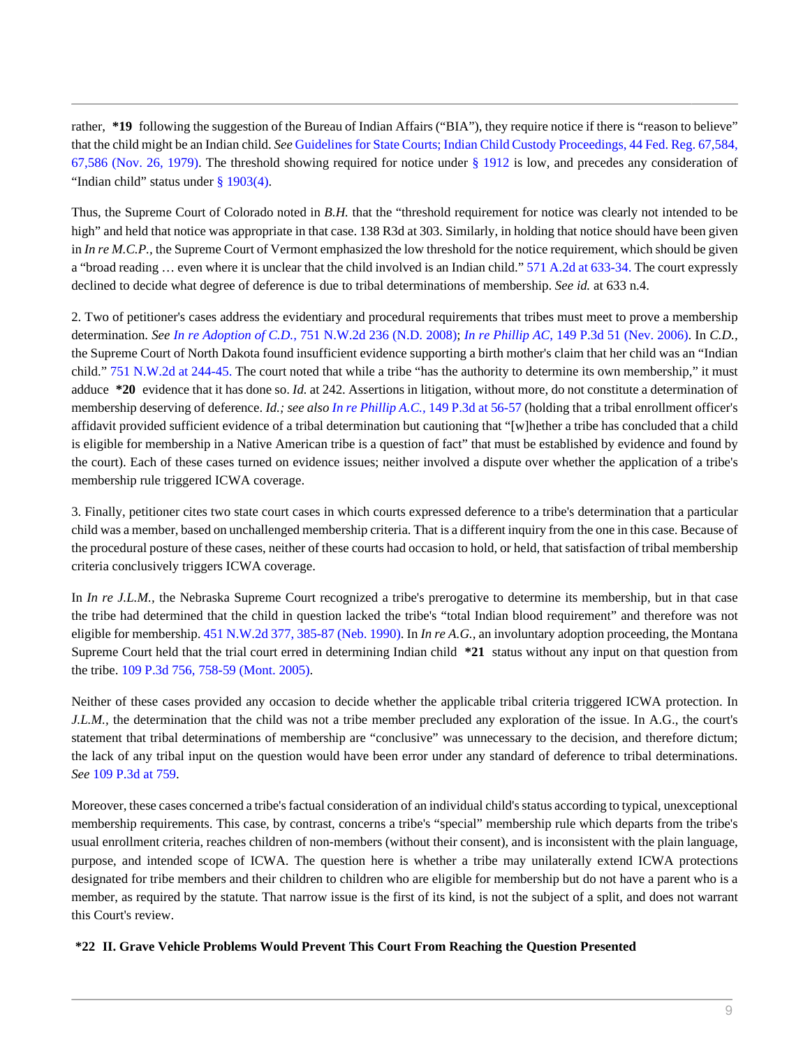rather, **\*19** following the suggestion of the Bureau of Indian Affairs ("BIA"), they require notice if there is "reason to believe" that the child might be an Indian child. *See* Guidelines for State Courts; Indian Child Custody Proceedings, 44 Fed. Reg. 67,584, 67,586 (Nov. 26, 1979). The threshold showing required for notice under § 1912 is low, and precedes any consideration of "Indian child" status under § 1903(4).

Thus, the Supreme Court of Colorado noted in *B.H.* that the "threshold requirement for notice was clearly not intended to be high" and held that notice was appropriate in that case. 138 R3d at 303. Similarly, in holding that notice should have been given in *In re M.C.P.,* the Supreme Court of Vermont emphasized the low threshold for the notice requirement, which should be given a "broad reading … even where it is unclear that the child involved is an Indian child." 571 A.2d at 633-34. The court expressly declined to decide what degree of deference is due to tribal determinations of membership. *See id.* at 633 n.4.

2. Two of petitioner's cases address the evidentiary and procedural requirements that tribes must meet to prove a membership determination. *See In re Adoption of C.D.,* 751 N.W.2d 236 (N.D. 2008); *In re Phillip AC,* 149 P.3d 51 (Nev. 2006). In *C.D.,* the Supreme Court of North Dakota found insufficient evidence supporting a birth mother's claim that her child was an "Indian child." 751 N.W.2d at 244-45. The court noted that while a tribe "has the authority to determine its own membership," it must adduce **\*20** evidence that it has done so. *Id.* at 242. Assertions in litigation, without more, do not constitute a determination of membership deserving of deference. *Id.; see also In re Phillip A.C.,* 149 P.3d at 56-57 (holding that a tribal enrollment officer's affidavit provided sufficient evidence of a tribal determination but cautioning that "[w]hether a tribe has concluded that a child is eligible for membership in a Native American tribe is a question of fact" that must be established by evidence and found by the court). Each of these cases turned on evidence issues; neither involved a dispute over whether the application of a tribe's membership rule triggered ICWA coverage.

3. Finally, petitioner cites two state court cases in which courts expressed deference to a tribe's determination that a particular child was a member, based on unchallenged membership criteria. That is a different inquiry from the one in this case. Because of the procedural posture of these cases, neither of these courts had occasion to hold, or held, that satisfaction of tribal membership criteria conclusively triggers ICWA coverage.

In *In re J.L.M.,* the Nebraska Supreme Court recognized a tribe's prerogative to determine its membership, but in that case the tribe had determined that the child in question lacked the tribe's "total Indian blood requirement" and therefore was not eligible for membership. 451 N.W.2d 377, 385-87 (Neb. 1990). In *In re A.G.,* an involuntary adoption proceeding, the Montana Supreme Court held that the trial court erred in determining Indian child **\*21** status without any input on that question from the tribe. 109 P.3d 756, 758-59 (Mont. 2005).

Neither of these cases provided any occasion to decide whether the applicable tribal criteria triggered ICWA protection. In *J.L.M.,* the determination that the child was not a tribe member precluded any exploration of the issue. In A.G., the court's statement that tribal determinations of membership are "conclusive" was unnecessary to the decision, and therefore dictum; the lack of any tribal input on the question would have been error under any standard of deference to tribal determinations. *See* 109 P.3d at 759.

Moreover, these cases concerned a tribe's factual consideration of an individual child's status according to typical, unexceptional membership requirements. This case, by contrast, concerns a tribe's "special" membership rule which departs from the tribe's usual enrollment criteria, reaches children of non-members (without their consent), and is inconsistent with the plain language, purpose, and intended scope of ICWA. The question here is whether a tribe may unilaterally extend ICWA protections designated for tribe members and their children to children who are eligible for membership but do not have a parent who is a member, as required by the statute. That narrow issue is the first of its kind, is not the subject of a split, and does not warrant this Court's review.

**\*22 II. Grave Vehicle Problems Would Prevent This Court From Reaching the Question Presented**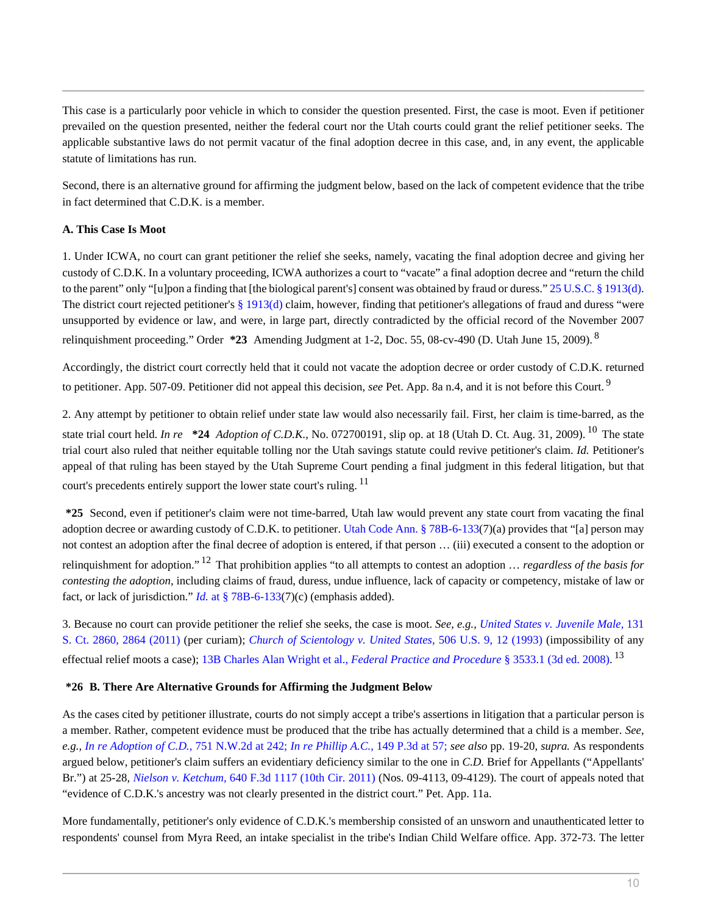This case is a particularly poor vehicle in which to consider the question presented. First, the case is moot. Even if petitioner prevailed on the question presented, neither the federal court nor the Utah courts could grant the relief petitioner seeks. The applicable substantive laws do not permit vacatur of the final adoption decree in this case, and, in any event, the applicable statute of limitations has run.

Second, there is an alternative ground for affirming the judgment below, based on the lack of competent evidence that the tribe in fact determined that C.D.K. is a member.

**A. This Case Is Moot**

1. Under ICWA, no court can grant petitioner the relief she seeks, namely, vacating the final adoption decree and giving her custody of C.D.K. In a voluntary proceeding, ICWA authorizes a court to "vacate" a final adoption decree and "return the child to the parent" only "[u]pon a finding that [the biological parent's] consent was obtained by fraud or duress." 25 U.S.C. § 1913(d). The district court rejected petitioner's § 1913(d) claim, however, finding that petitioner's allegations of fraud and duress "were unsupported by evidence or law, and were, in large part, directly contradicted by the official record of the November 2007 relinquishment proceeding." Order **\*23** Amending Judgment at 1-2, Doc. 55, 08-cv-490 (D. Utah June 15, 2009).[8]

Accordingly, the district court correctly held that it could not vacate the adoption decree or order custody of C.D.K. returned to petitioner. App. 507-09. Petitioner did not appeal this decision, *see* Pet. App. 8a n.4, and it is not before this Court.[9]

2. Any attempt by petitioner to obtain relief under state law would also necessarily fail. First, her claim is time-barred, as the state trial court held. *In re* **\*24** *Adoption of C.D.K.,* No. 072700191, slip op. at 18 (Utah D. Ct. Aug. 31, 2009).[10] The state trial court also ruled that neither equitable tolling nor the Utah savings statute could revive petitioner's claim. *Id.* Petitioner's appeal of that ruling has been stayed by the Utah Supreme Court pending a final judgment in this federal litigation, but that court's precedents entirely support the lower state court's ruling.[11]

**\*25** Second, even if petitioner's claim were not time-barred, Utah law would prevent any state court from vacating the final adoption decree or awarding custody of C.D.K. to petitioner. Utah Code Ann. § 78B-6-133(7)(a) provides that "[a] person may not contest an adoption after the final decree of adoption is entered, if that person … (iii) executed a consent to the adoption or relinquishment for adoption."[12] That prohibition applies "to all attempts to contest an adoption … *regardless of the basis for contesting the adoption,* including claims of fraud, duress, undue influence, lack of capacity or competency, mistake of law or fact, or lack of jurisdiction." *Id.* at § 78B-6-133(7)(c) (emphasis added).

3. Because no court can provide petitioner the relief she seeks, the case is moot. *See, e.g., United States v. Juvenile Male,* 131 S. Ct. 2860, 2864 (2011) (per curiam); *Church of Scientology v. United States,* 506 U.S. 9, 12 (1993) (impossibility of any effectual relief moots a case); 13B Charles Alan Wright et al., *Federal Practice and Procedure* § 3533.1 (3d ed. 2008).[13]

**\*26 B. There Are Alternative Grounds for Affirming the Judgment Below**

As the cases cited by petitioner illustrate, courts do not simply accept a tribe's assertions in litigation that a particular person is a member. Rather, competent evidence must be produced that the tribe has actually determined that a child is a member. *See, e.g., In re Adoption of C.D.,* 751 N.W.2d at 242; *In re Phillip A.C.,* 149 P.3d at 57; *see also* pp. 19-20, *supra.* As respondents argued below, petitioner's claim suffers an evidentiary deficiency similar to the one in *C.D.* Brief for Appellants ("Appellants' Br.") at 25-28, *Nielson v. Ketchum,* 640 F.3d 1117 (10th Cir. 2011) (Nos. 09-4113, 09-4129). The court of appeals noted that "evidence of C.D.K.'s ancestry was not clearly presented in the district court." Pet. App. 11a.

More fundamentally, petitioner's only evidence of C.D.K.'s membership consisted of an unsworn and unauthenticated letter to respondents' counsel from Myra Reed, an intake specialist in the tribe's Indian Child Welfare office. App. 372-73. The letter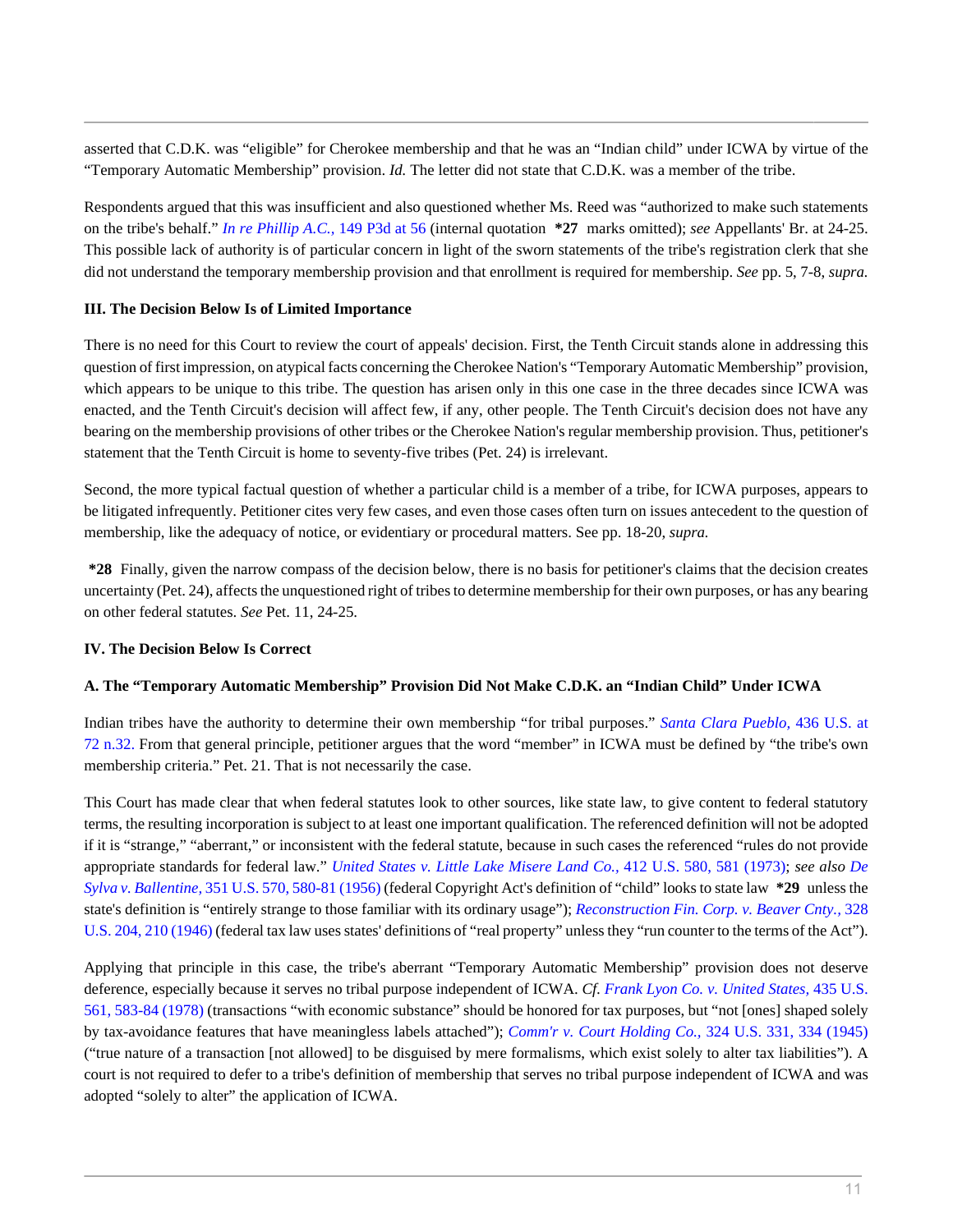asserted that C.D.K. was "eligible" for Cherokee membership and that he was an "Indian child" under ICWA by virtue of the "Temporary Automatic Membership" provision. *Id.* The letter did not state that C.D.K. was a member of the tribe.

Respondents argued that this was insufficient and also questioned whether Ms. Reed was "authorized to make such statements on the tribe's behalf." *In re Phillip A.C.,* 149 P3d at 56 (internal quotation **\*27** marks omitted); *see* Appellants' Br. at 24-25. This possible lack of authority is of particular concern in light of the sworn statements of the tribe's registration clerk that she did not understand the temporary membership provision and that enrollment is required for membership. *See* pp. 5, 7-8, *supra.*

**III. The Decision Below Is of Limited Importance**

There is no need for this Court to review the court of appeals' decision. First, the Tenth Circuit stands alone in addressing this question of first impression, on atypical facts concerning the Cherokee Nation's "Temporary Automatic Membership" provision, which appears to be unique to this tribe. The question has arisen only in this one case in the three decades since ICWA was enacted, and the Tenth Circuit's decision will affect few, if any, other people. The Tenth Circuit's decision does not have any bearing on the membership provisions of other tribes or the Cherokee Nation's regular membership provision. Thus, petitioner's statement that the Tenth Circuit is home to seventy-five tribes (Pet. 24) is irrelevant.

Second, the more typical factual question of whether a particular child is a member of a tribe, for ICWA purposes, appears to be litigated infrequently. Petitioner cites very few cases, and even those cases often turn on issues antecedent to the question of membership, like the adequacy of notice, or evidentiary or procedural matters. See pp. 18-20, *supra.*

**\*28** Finally, given the narrow compass of the decision below, there is no basis for petitioner's claims that the decision creates uncertainty (Pet. 24), affects the unquestioned right of tribes to determine membership for their own purposes, or has any bearing on other federal statutes. *See* Pet. 11, 24-25.

**IV. The Decision Below Is Correct**

**A. The "Temporary Automatic Membership" Provision Did Not Make C.D.K. an "Indian Child" Under ICWA**

Indian tribes have the authority to determine their own membership "for tribal purposes." *Santa Clara Pueblo,* 436 U.S. at 72 n.32. From that general principle, petitioner argues that the word "member" in ICWA must be defined by "the tribe's own membership criteria." Pet. 21. That is not necessarily the case.

This Court has made clear that when federal statutes look to other sources, like state law, to give content to federal statutory terms, the resulting incorporation is subject to at least one important qualification. The referenced definition will not be adopted if it is "strange," "aberrant," or inconsistent with the federal statute, because in such cases the referenced "rules do not provide appropriate standards for federal law." *United States v. Little Lake Misere Land Co.,* 412 U.S. 580, 581 (1973); *see also De Sylva v. Ballentine,* 351 U.S. 570, 580-81 (1956) (federal Copyright Act's definition of "child" looks to state law **\*29** unless the state's definition is "entirely strange to those familiar with its ordinary usage"); *Reconstruction Fin. Corp. v. Beaver Cnty.,* 328 U.S. 204, 210 (1946) (federal tax law uses states' definitions of "real property" unless they "run counter to the terms of the Act").

Applying that principle in this case, the tribe's aberrant "Temporary Automatic Membership" provision does not deserve deference, especially because it serves no tribal purpose independent of ICWA. *Cf. Frank Lyon Co. v. United States,* 435 U.S. 561, 583-84 (1978) (transactions "with economic substance" should be honored for tax purposes, but "not [ones] shaped solely by tax-avoidance features that have meaningless labels attached"); *Comm'r v. Court Holding Co.,* 324 U.S. 331, 334 (1945) ("true nature of a transaction [not allowed] to be disguised by mere formalisms, which exist solely to alter tax liabilities"). A court is not required to defer to a tribe's definition of membership that serves no tribal purpose independent of ICWA and was adopted "solely to alter" the application of ICWA.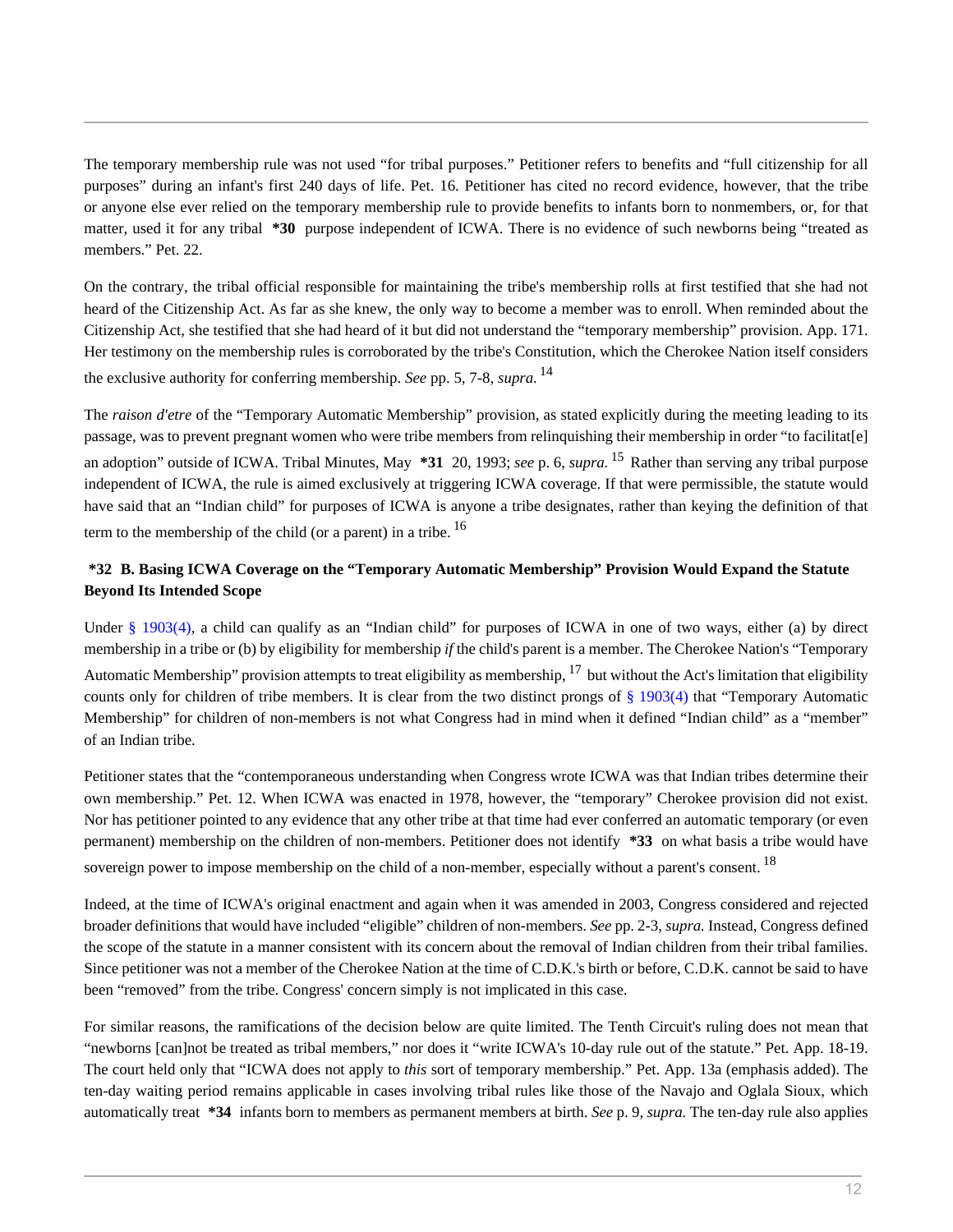The temporary membership rule was not used "for tribal purposes." Petitioner refers to benefits and "full citizenship for all purposes" during an infant's first 240 days of life. Pet. 16. Petitioner has cited no record evidence, however, that the tribe or anyone else ever relied on the temporary membership rule to provide benefits to infants born to nonmembers, or, for that matter, used it for any tribal **\*30** purpose independent of ICWA. There is no evidence of such newborns being "treated as members." Pet. 22.

On the contrary, the tribal official responsible for maintaining the tribe's membership rolls at first testified that she had not heard of the Citizenship Act. As far as she knew, the only way to become a member was to enroll. When reminded about the Citizenship Act, she testified that she had heard of it but did not understand the "temporary membership" provision. App. 171. Her testimony on the membership rules is corroborated by the tribe's Constitution, which the Cherokee Nation itself considers the exclusive authority for conferring membership. *See* pp. 5, 7-8, *supra.* [14]

The *raison d'etre* of the "Temporary Automatic Membership" provision, as stated explicitly during the meeting leading to its passage, was to prevent pregnant women who were tribe members from relinquishing their membership in order "to facilitat[e] an adoption" outside of ICWA. Tribal Minutes, May **\*31** 20, 1993; *see* p. 6, *supra.* [15] Rather than serving any tribal purpose independent of ICWA, the rule is aimed exclusively at triggering ICWA coverage. If that were permissible, the statute would have said that an "Indian child" for purposes of ICWA is anyone a tribe designates, rather than keying the definition of that term to the membership of the child (or a parent) in a tribe. [16]

**\*32 B. Basing ICWA Coverage on the "Temporary Automatic Membership" Provision Would Expand the Statute Beyond Its Intended Scope**

Under § 1903(4), a child can qualify as an "Indian child" for purposes of ICWA in one of two ways, either (a) by direct membership in a tribe or (b) by eligibility for membership *if* the child's parent is a member. The Cherokee Nation's "Temporary Automatic Membership" provision attempts to treat eligibility as membership, [17] but without the Act's limitation that eligibility counts only for children of tribe members. It is clear from the two distinct prongs of § 1903(4) that "Temporary Automatic Membership" for children of non-members is not what Congress had in mind when it defined "Indian child" as a "member" of an Indian tribe.

Petitioner states that the "contemporaneous understanding when Congress wrote ICWA was that Indian tribes determine their own membership." Pet. 12. When ICWA was enacted in 1978, however, the "temporary" Cherokee provision did not exist. Nor has petitioner pointed to any evidence that any other tribe at that time had ever conferred an automatic temporary (or even permanent) membership on the children of non-members. Petitioner does not identify **\*33** on what basis a tribe would have sovereign power to impose membership on the child of a non-member, especially without a parent's consent. [18]

Indeed, at the time of ICWA's original enactment and again when it was amended in 2003, Congress considered and rejected broader definitions that would have included "eligible" children of non-members. *See* pp. 2-3, *supra.* Instead, Congress defined the scope of the statute in a manner consistent with its concern about the removal of Indian children from their tribal families. Since petitioner was not a member of the Cherokee Nation at the time of C.D.K.'s birth or before, C.D.K. cannot be said to have been "removed" from the tribe. Congress' concern simply is not implicated in this case.

For similar reasons, the ramifications of the decision below are quite limited. The Tenth Circuit's ruling does not mean that "newborns [can]not be treated as tribal members," nor does it "write ICWA's 10-day rule out of the statute." Pet. App. 18-19. The court held only that "ICWA does not apply to *this* sort of temporary membership." Pet. App. 13a (emphasis added). The ten-day waiting period remains applicable in cases involving tribal rules like those of the Navajo and Oglala Sioux, which automatically treat **\*34** infants born to members as permanent members at birth. *See* p. 9, *supra.* The ten-day rule also applies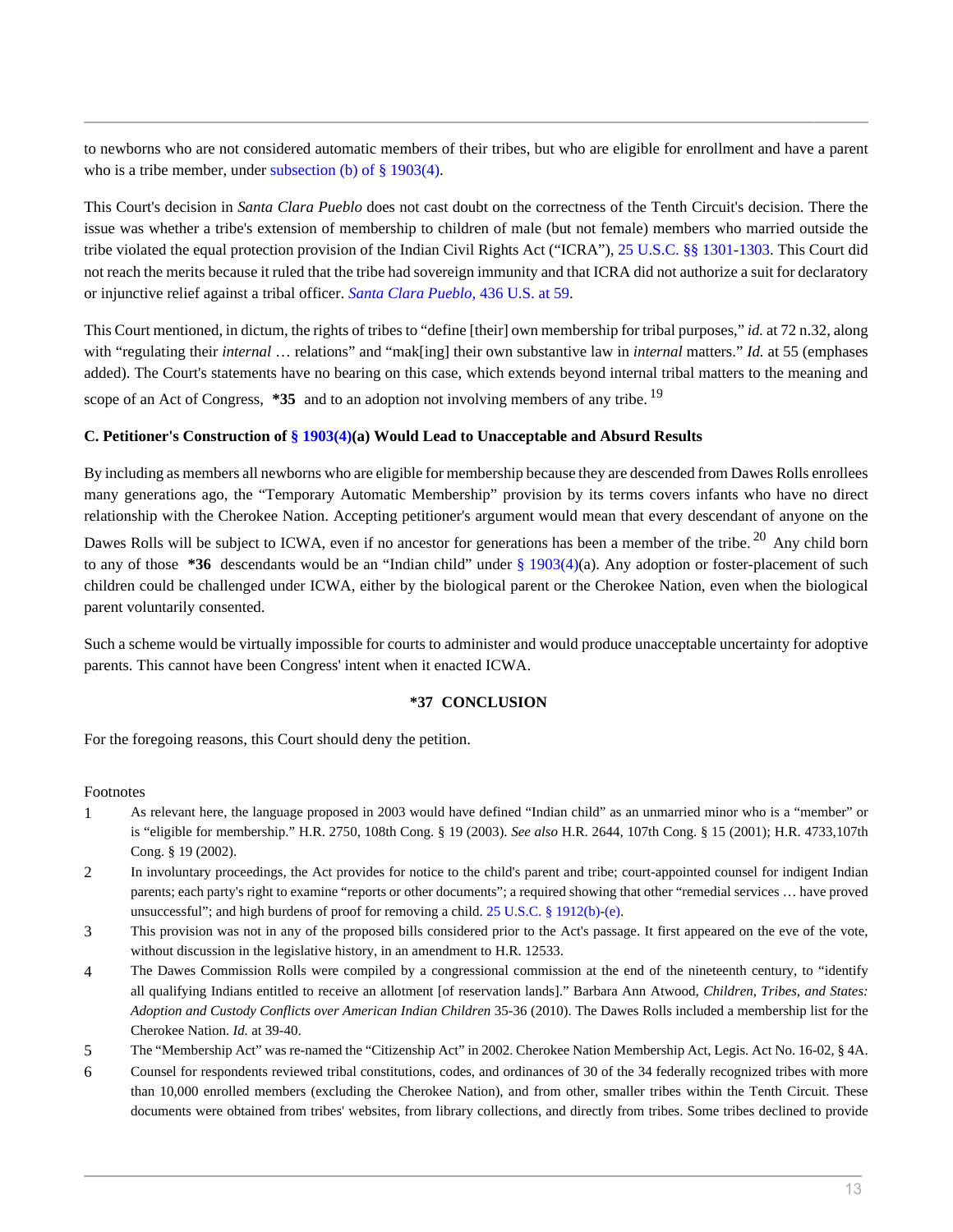to newborns who are not considered automatic members of their tribes, but who are eligible for enrollment and have a parent who is a tribe member, under subsection (b) of § 1903(4).

This Court's decision in *Santa Clara Pueblo* does not cast doubt on the correctness of the Tenth Circuit's decision. There the issue was whether a tribe's extension of membership to children of male (but not female) members who married outside the tribe violated the equal protection provision of the Indian Civil Rights Act ("ICRA"), 25 U.S.C. §§ 1301-1303. This Court did not reach the merits because it ruled that the tribe had sovereign immunity and that ICRA did not authorize a suit for declaratory or injunctive relief against a tribal officer. *Santa Clara Pueblo,* 436 U.S. at 59.

This Court mentioned, in dictum, the rights of tribes to "define [their] own membership for tribal purposes," *id.* at 72 n.32, along with "regulating their *internal* … relations" and "mak[ing] their own substantive law in *internal* matters." *Id.* at 55 (emphases added). The Court's statements have no bearing on this case, which extends beyond internal tribal matters to the meaning and scope of an Act of Congress, **\*35** and to an adoption not involving members of any tribe.[19]

**C. Petitioner's Construction of § 1903(4)(a) Would Lead to Unacceptable and Absurd Results**

By including as members all newborns who are eligible for membership because they are descended from Dawes Rolls enrollees many generations ago, the "Temporary Automatic Membership" provision by its terms covers infants who have no direct relationship with the Cherokee Nation. Accepting petitioner's argument would mean that every descendant of anyone on the Dawes Rolls will be subject to ICWA, even if no ancestor for generations has been a member of the tribe.[20] Any child born to any of those **\*36** descendants would be an "Indian child" under § 1903(4)(a). Any adoption or foster-placement of such children could be challenged under ICWA, either by the biological parent or the Cherokee Nation, even when the biological parent voluntarily consented.

Such a scheme would be virtually impossible for courts to administer and would produce unacceptable uncertainty for adoptive parents. This cannot have been Congress' intent when it enacted ICWA.

**\*37 CONCLUSION**

For the foregoing reasons, this Court should deny the petition.

Footnotes

1. As relevant here, the language proposed in 2003 would have defined "Indian child" as an unmarried minor who is a "member" or is "eligible for membership." H.R. 2750, 108th Cong. § 19 (2003). *See also* H.R. 2644, 107th Cong. § 15 (2001); H.R. 4733,107th Cong. § 19 (2002).
2. In involuntary proceedings, the Act provides for notice to the child's parent and tribe; court-appointed counsel for indigent Indian parents; each party's right to examine "reports or other documents"; a required showing that other "remedial services … have proved unsuccessful"; and high burdens of proof for removing a child. 25 U.S.C. § 1912(b)-(e).
3. This provision was not in any of the proposed bills considered prior to the Act's passage. It first appeared on the eve of the vote, without discussion in the legislative history, in an amendment to H.R. 12533.
4. The Dawes Commission Rolls were compiled by a congressional commission at the end of the nineteenth century, to "identify all qualifying Indians entitled to receive an allotment [of reservation lands]." Barbara Ann Atwood, *Children, Tribes, and States: Adoption and Custody Conflicts over American Indian Children* 35-36 (2010). The Dawes Rolls included a membership list for the Cherokee Nation. *Id.* at 39-40.
5. The "Membership Act" was re-named the "Citizenship Act" in 2002. Cherokee Nation Membership Act, Legis. Act No. 16-02, § 4A.
6. Counsel for respondents reviewed tribal constitutions, codes, and ordinances of 30 of the 34 federally recognized tribes with more than 10,000 enrolled members (excluding the Cherokee Nation), and from other, smaller tribes within the Tenth Circuit. These documents were obtained from tribes' websites, from library collections, and directly from tribes. Some tribes declined to provide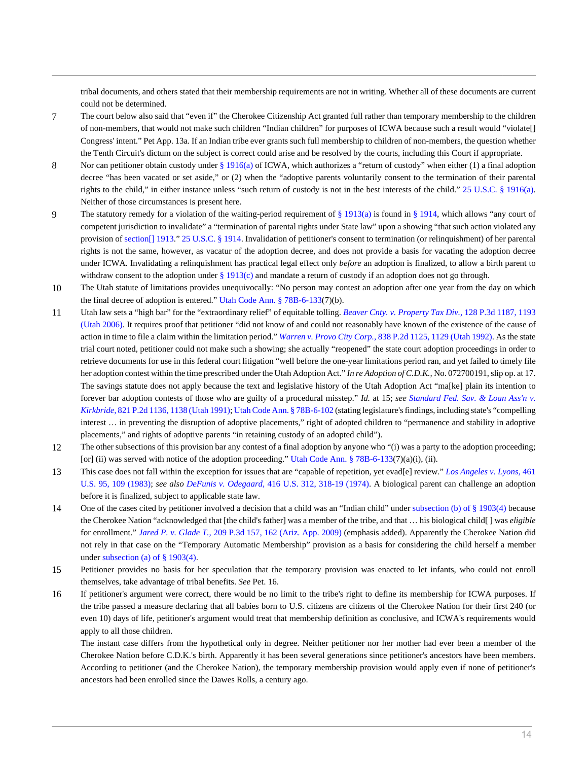tribal documents, and others stated that their membership requirements are not in writing. Whether all of these documents are current could not be determined.

7 The court below also said that "even if" the Cherokee Citizenship Act granted full rather than temporary membership to the children of non-members, that would not make such children "Indian children" for purposes of ICWA because such a result would "violate[] Congress' intent." Pet App. 13a. If an Indian tribe ever grants such full membership to children of non-members, the question whether the Tenth Circuit's dictum on the subject is correct could arise and be resolved by the courts, including this Court if appropriate.

8 Nor can petitioner obtain custody under § 1916(a) of ICWA, which authorizes a "return of custody" when either (1) a final adoption decree "has been vacated or set aside," or (2) when the "adoptive parents voluntarily consent to the termination of their parental rights to the child," in either instance unless "such return of custody is not in the best interests of the child." 25 U.S.C. § 1916(a). Neither of those circumstances is present here.

9 The statutory remedy for a violation of the waiting-period requirement of § 1913(a) is found in § 1914, which allows "any court of competent jurisdiction to invalidate" a "termination of parental rights under State law" upon a showing "that such action violated any provision of section[] 1913." 25 U.S.C. § 1914. Invalidation of petitioner's consent to termination (or relinquishment) of her parental rights is not the same, however, as vacatur of the adoption decree, and does not provide a basis for vacating the adoption decree under ICWA. Invalidating a relinquishment has practical legal effect only *before* an adoption is finalized, to allow a birth parent to withdraw consent to the adoption under § 1913(c) and mandate a return of custody if an adoption does not go through.

10 The Utah statute of limitations provides unequivocally: "No person may contest an adoption after one year from the day on which the final decree of adoption is entered." Utah Code Ann. § 78B-6-133(7)(b).

11 Utah law sets a "high bar" for the "extraordinary relief" of equitable tolling. *Beaver Cnty. v. Property Tax Div.*, 128 P.3d 1187, 1193 (Utah 2006). It requires proof that petitioner "did not know of and could not reasonably have known of the existence of the cause of action in time to file a claim within the limitation period." *Warren v. Provo City Corp.*, 838 P.2d 1125, 1129 (Utah 1992). As the state trial court noted, petitioner could not make such a showing; she actually "reopened" the state court adoption proceedings in order to retrieve documents for use in this federal court litigation "well before the one-year limitations period ran, and yet failed to timely file her adoption contest within the time prescribed under the Utah Adoption Act." *In re Adoption of C.D.K.*, No. 072700191, slip op. at 17. The savings statute does not apply because the text and legislative history of the Utah Adoption Act "ma[ke] plain its intention to forever bar adoption contests of those who are guilty of a procedural misstep." *Id.* at 15; *see Standard Fed. Sav. & Loan Ass'n v. Kirkbride*, 821 P.2d 1136, 1138 (Utah 1991); Utah Code Ann. § 78B-6-102 (stating legislature's findings, including state's "compelling interest … in preventing the disruption of adoptive placements," right of adopted children to "permanence and stability in adoptive placements," and rights of adoptive parents "in retaining custody of an adopted child").

12 The other subsections of this provision bar any contest of a final adoption by anyone who "(i) was a party to the adoption proceeding; [or] (ii) was served with notice of the adoption proceeding." Utah Code Ann. § 78B-6-133(7)(a)(i), (ii).

13 This case does not fall within the exception for issues that are "capable of repetition, yet evad[e] review." *Los Angeles v. Lyons*, 461 U.S. 95, 109 (1983); *see also DeFunis v. Odegaard*, 416 U.S. 312, 318-19 (1974). A biological parent can challenge an adoption before it is finalized, subject to applicable state law.

14 One of the cases cited by petitioner involved a decision that a child was an "Indian child" under subsection (b) of § 1903(4) because the Cherokee Nation "acknowledged that [the child's father] was a member of the tribe, and that … his biological child[ ] was *eligible* for enrollment." *Jared P. v. Glade T.*, 209 P.3d 157, 162 (Ariz. App. 2009) (emphasis added). Apparently the Cherokee Nation did not rely in that case on the "Temporary Automatic Membership" provision as a basis for considering the child herself a member under subsection (a) of § 1903(4).

15 Petitioner provides no basis for her speculation that the temporary provision was enacted to let infants, who could not enroll themselves, take advantage of tribal benefits. *See* Pet. 16.

16 If petitioner's argument were correct, there would be no limit to the tribe's right to define its membership for ICWA purposes. If the tribe passed a measure declaring that all babies born to U.S. citizens are citizens of the Cherokee Nation for their first 240 (or even 10) days of life, petitioner's argument would treat that membership definition as conclusive, and ICWA's requirements would apply to all those children.

The instant case differs from the hypothetical only in degree. Neither petitioner nor her mother had ever been a member of the Cherokee Nation before C.D.K.'s birth. Apparently it has been several generations since petitioner's ancestors have been members. According to petitioner (and the Cherokee Nation), the temporary membership provision would apply even if none of petitioner's ancestors had been enrolled since the Dawes Rolls, a century ago.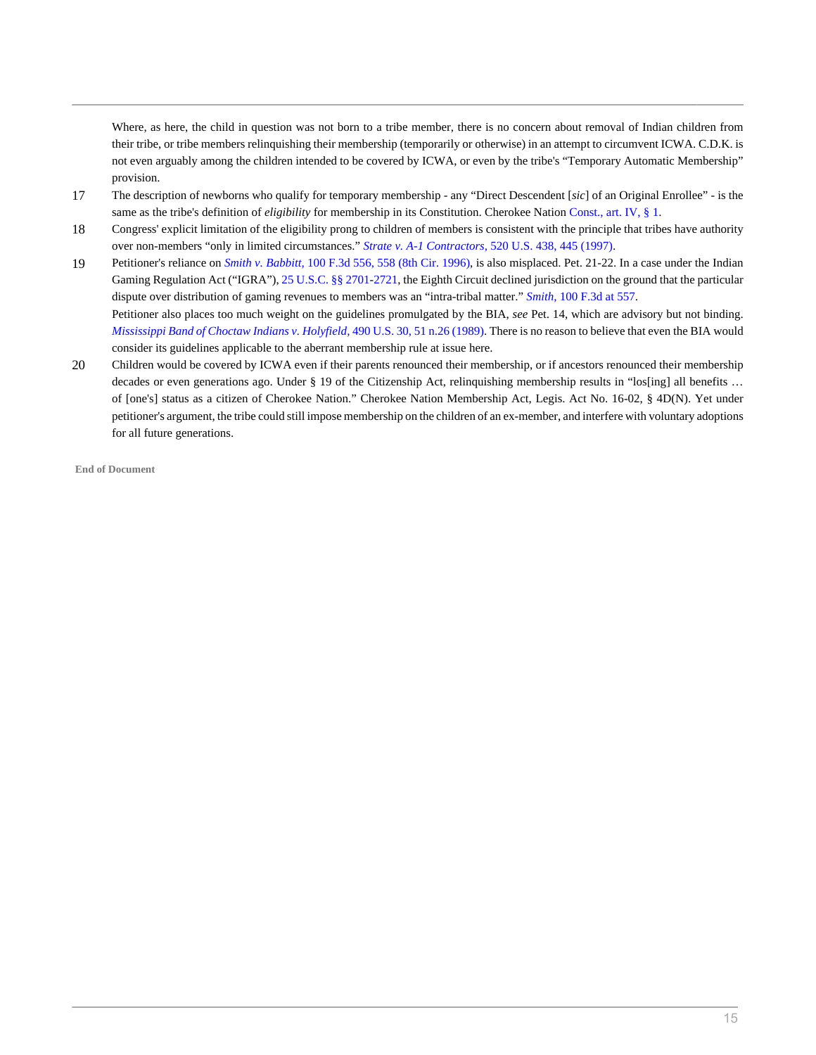Where, as here, the child in question was not born to a tribe member, there is no concern about removal of Indian children from their tribe, or tribe members relinquishing their membership (temporarily or otherwise) in an attempt to circumvent ICWA. C.D.K. is not even arguably among the children intended to be covered by ICWA, or even by the tribe's "Temporary Automatic Membership" provision.

17 The description of newborns who qualify for temporary membership - any "Direct Descendent [*sic*] of an Original Enrollee" - is the same as the tribe's definition of *eligibility* for membership in its Constitution. Cherokee Nation Const., art. IV, § 1.

18 Congress' explicit limitation of the eligibility prong to children of members is consistent with the principle that tribes have authority over non-members "only in limited circumstances." *Strate v. A-1 Contractors,* 520 U.S. 438, 445 (1997).

19 Petitioner's reliance on *Smith v. Babbitt,* 100 F.3d 556, 558 (8th Cir. 1996), is also misplaced. Pet. 21-22. In a case under the Indian Gaming Regulation Act ("IGRA"), 25 U.S.C. §§ 2701-2721, the Eighth Circuit declined jurisdiction on the ground that the particular dispute over distribution of gaming revenues to members was an "intra-tribal matter." *Smith,* 100 F.3d at 557.

Petitioner also places too much weight on the guidelines promulgated by the BIA, *see* Pet. 14, which are advisory but not binding. *Mississippi Band of Choctaw Indians v. Holyfield,* 490 U.S. 30, 51 n.26 (1989). There is no reason to believe that even the BIA would consider its guidelines applicable to the aberrant membership rule at issue here.

20 Children would be covered by ICWA even if their parents renounced their membership, or if ancestors renounced their membership decades or even generations ago. Under § 19 of the Citizenship Act, relinquishing membership results in "los[ing] all benefits … of [one's] status as a citizen of Cherokee Nation." Cherokee Nation Membership Act, Legis. Act No. 16-02, § 4D(N). Yet under petitioner's argument, the tribe could still impose membership on the children of an ex-member, and interfere with voluntary adoptions for all future generations.

**End of Document**